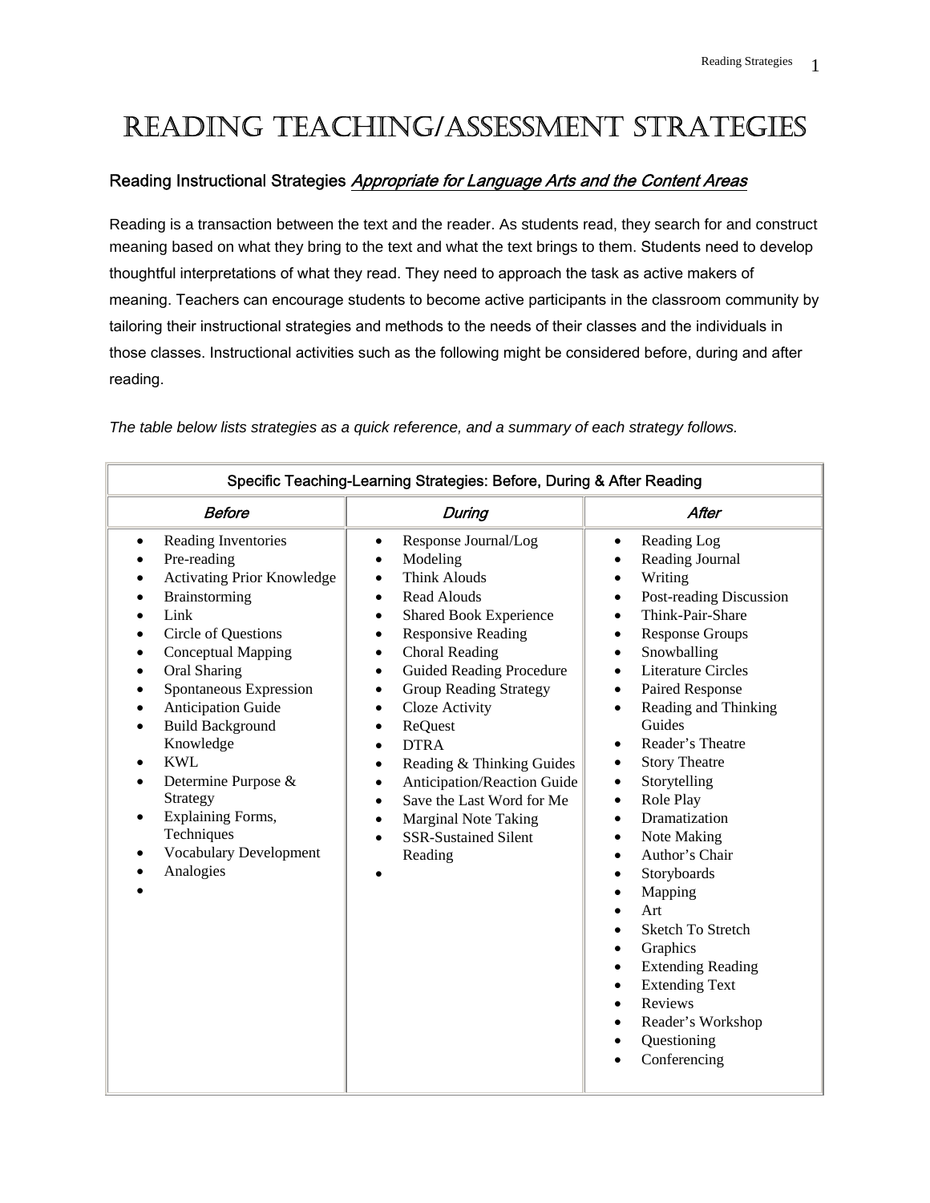# Reading Teaching/Assessment Strategies

## Reading Instructional Strategies *Appropriate for Language Arts and the Content Areas*

Reading is a transaction between the text and the reader. As students read, they search for and construct meaning based on what they bring to the text and what the text brings to them. Students need to develop thoughtful interpretations of what they read. They need to approach the task as active makers of meaning. Teachers can encourage students to become active participants in the classroom community by tailoring their instructional strategies and methods to the needs of their classes and the individuals in those classes. Instructional activities such as the following might be considered before, during and after reading.

*The table below lists strategies as a quick reference, and a summary of each strategy follows.*

| Specific Teaching-Learning Strategies: Before, During & After Reading | | |
|---|---|---|
| ***Before*** | ***During*** | ***After*** |
| • Reading Inventories<br>• Pre-reading<br>• Activating Prior Knowledge<br>• Brainstorming<br>• Link<br>• Circle of Questions<br>• Conceptual Mapping<br>• Oral Sharing<br>• Spontaneous Expression<br>• Anticipation Guide<br>• Build Background Knowledge<br>• KWL<br>• Determine Purpose & Strategy<br>• Explaining Forms, Techniques<br>• Vocabulary Development<br>• Analogies<br>• | • Response Journal/Log<br>• Modeling<br>• Think Alouds<br>• Read Alouds<br>• Shared Book Experience<br>• Responsive Reading<br>• Choral Reading<br>• Guided Reading Procedure<br>• Group Reading Strategy<br>• Cloze Activity<br>• ReQuest<br>• DTRA<br>• Reading & Thinking Guides<br>• Anticipation/Reaction Guide<br>• Save the Last Word for Me<br>• Marginal Note Taking<br>• SSR-Sustained Silent Reading<br>• | • Reading Log<br>• Reading Journal<br>• Writing<br>• Post-reading Discussion<br>• Think-Pair-Share<br>• Response Groups<br>• Snowballing<br>• Literature Circles<br>• Paired Response<br>• Reading and Thinking Guides<br>• Reader's Theatre<br>• Story Theatre<br>• Storytelling<br>• Role Play<br>• Dramatization<br>• Note Making<br>• Author's Chair<br>• Storyboards<br>• Mapping<br>• Art<br>• Sketch To Stretch<br>• Graphics<br>• Extending Reading<br>• Extending Text<br>• Reviews<br>• Reader's Workshop<br>• Questioning<br>• Conferencing |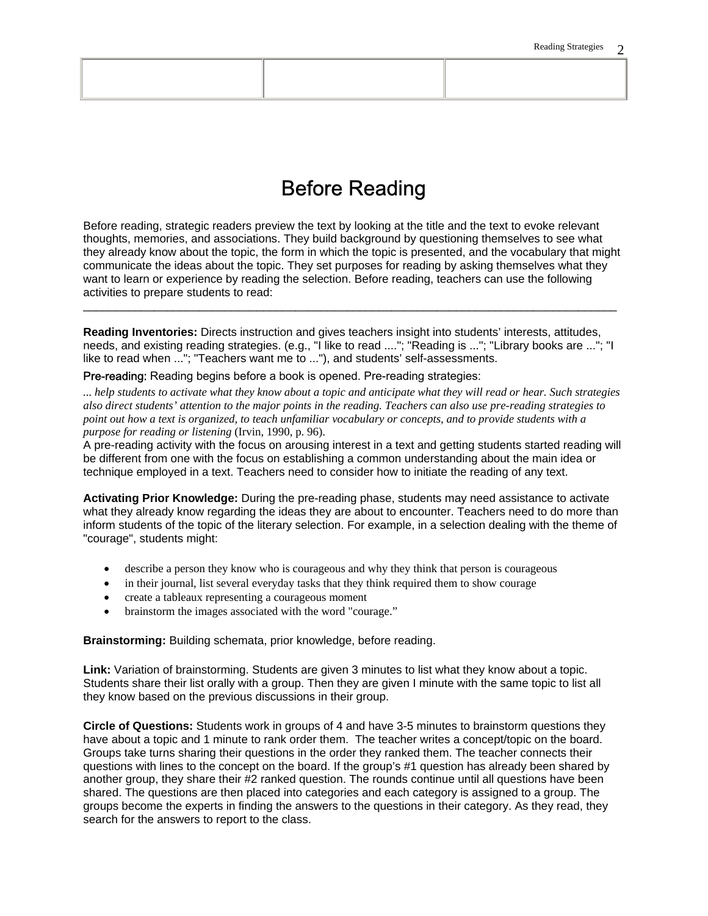| | | |
|---|---|---|
| | | |

# Before Reading

Before reading, strategic readers preview the text by looking at the title and the text to evoke relevant thoughts, memories, and associations. They build background by questioning themselves to see what they already know about the topic, the form in which the topic is presented, and the vocabulary that might communicate the ideas about the topic. They set purposes for reading by asking themselves what they want to learn or experience by reading the selection. Before reading, teachers can use the following activities to prepare students to read:

---

**Reading Inventories:** Directs instruction and gives teachers insight into students' interests, attitudes, needs, and existing reading strategies. (e.g., "I like to read ...."; "Reading is ..."; "Library books are ..."; "I like to read when ..."; "Teachers want me to ..."), and students' self-assessments.

Pre-reading: Reading begins before a book is opened. Pre-reading strategies:

*... help students to activate what they know about a topic and anticipate what they will read or hear. Such strategies also direct students' attention to the major points in the reading. Teachers can also use pre-reading strategies to point out how a text is organized, to teach unfamiliar vocabulary or concepts, and to provide students with a purpose for reading or listening* (Irvin, 1990, p. 96).

A pre-reading activity with the focus on arousing interest in a text and getting students started reading will be different from one with the focus on establishing a common understanding about the main idea or technique employed in a text. Teachers need to consider how to initiate the reading of any text.

**Activating Prior Knowledge:** During the pre-reading phase, students may need assistance to activate what they already know regarding the ideas they are about to encounter. Teachers need to do more than inform students of the topic of the literary selection. For example, in a selection dealing with the theme of "courage", students might:

- describe a person they know who is courageous and why they think that person is courageous
- in their journal, list several everyday tasks that they think required them to show courage
- create a tableaux representing a courageous moment
- brainstorm the images associated with the word "courage."

**Brainstorming:** Building schemata, prior knowledge, before reading.

**Link:** Variation of brainstorming. Students are given 3 minutes to list what they know about a topic. Students share their list orally with a group. Then they are given I minute with the same topic to list all they know based on the previous discussions in their group.

**Circle of Questions:** Students work in groups of 4 and have 3-5 minutes to brainstorm questions they have about a topic and 1 minute to rank order them. The teacher writes a concept/topic on the board. Groups take turns sharing their questions in the order they ranked them. The teacher connects their questions with lines to the concept on the board. If the group's #1 question has already been shared by another group, they share their #2 ranked question. The rounds continue until all questions have been shared. The questions are then placed into categories and each category is assigned to a group. The groups become the experts in finding the answers to the questions in their category. As they read, they search for the answers to report to the class.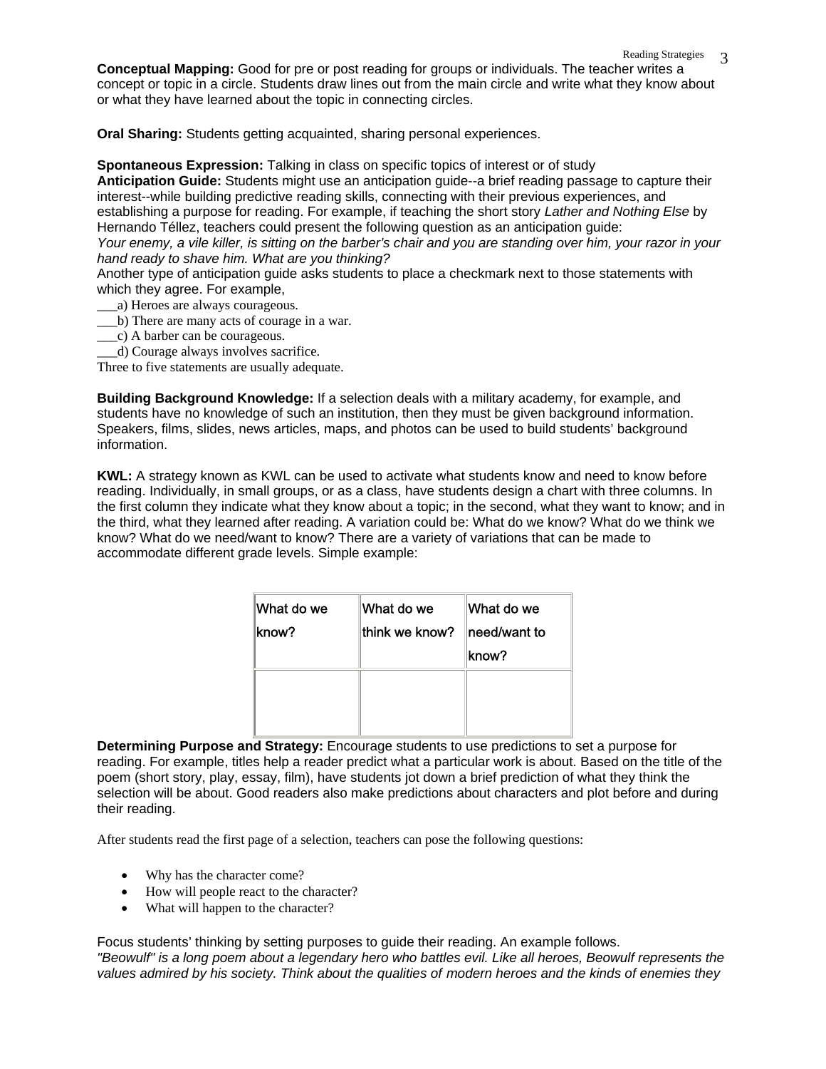**Conceptual Mapping:** Good for pre or post reading for groups or individuals. The teacher writes a concept or topic in a circle. Students draw lines out from the main circle and write what they know about or what they have learned about the topic in connecting circles.

**Oral Sharing:** Students getting acquainted, sharing personal experiences.

**Spontaneous Expression:** Talking in class on specific topics of interest or of study

**Anticipation Guide:** Students might use an anticipation guide--a brief reading passage to capture their interest--while building predictive reading skills, connecting with their previous experiences, and establishing a purpose for reading. For example, if teaching the short story *Lather and Nothing Else* by Hernando Téllez, teachers could present the following question as an anticipation guide:

*Your enemy, a vile killer, is sitting on the barber's chair and you are standing over him, your razor in your hand ready to shave him. What are you thinking?*

Another type of anticipation guide asks students to place a checkmark next to those statements with which they agree. For example,

___a) Heroes are always courageous.
___b) There are many acts of courage in a war.
___c) A barber can be courageous.
___d) Courage always involves sacrifice.

Three to five statements are usually adequate.

**Building Background Knowledge:** If a selection deals with a military academy, for example, and students have no knowledge of such an institution, then they must be given background information. Speakers, films, slides, news articles, maps, and photos can be used to build students' background information.

**KWL:** A strategy known as KWL can be used to activate what students know and need to know before reading. Individually, in small groups, or as a class, have students design a chart with three columns. In the first column they indicate what they know about a topic; in the second, what they want to know; and in the third, what they learned after reading. A variation could be: What do we know? What do we think we know? What do we need/want to know? There are a variety of variations that can be made to accommodate different grade levels. Simple example:

| What do we know? | What do we think we know? | What do we need/want to know? |
|---|---|---|
| | | |

**Determining Purpose and Strategy:** Encourage students to use predictions to set a purpose for reading. For example, titles help a reader predict what a particular work is about. Based on the title of the poem (short story, play, essay, film), have students jot down a brief prediction of what they think the selection will be about. Good readers also make predictions about characters and plot before and during their reading.

After students read the first page of a selection, teachers can pose the following questions:

- Why has the character come?
- How will people react to the character?
- What will happen to the character?

Focus students' thinking by setting purposes to guide their reading. An example follows.

*"Beowulf" is a long poem about a legendary hero who battles evil. Like all heroes, Beowulf represents the values admired by his society. Think about the qualities of modern heroes and the kinds of enemies they*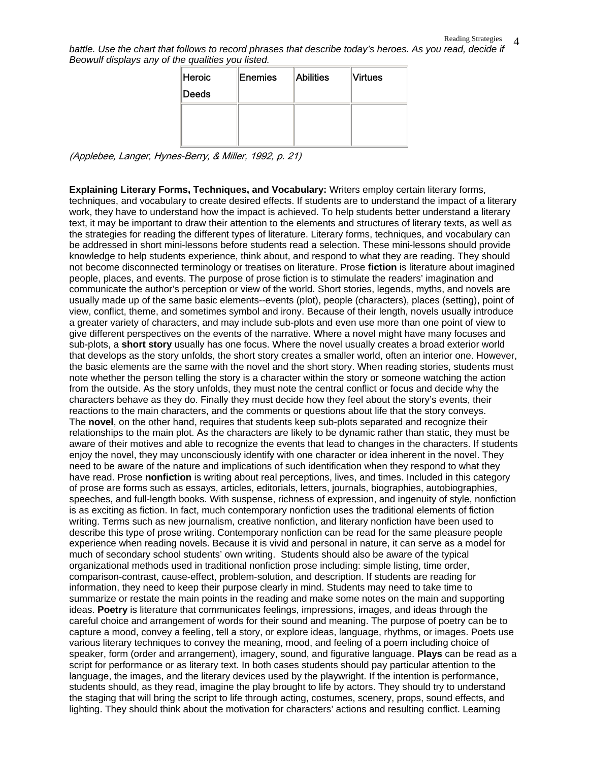*battle. Use the chart that follows to record phrases that describe today's heroes. As you read, decide if Beowulf displays any of the qualities you listed.*

| Heroic Deeds | Enemies | Abilities | Virtues |
|---|---|---|---|
| | | | |

*(Applebee, Langer, Hynes-Berry, & Miller, 1992, p. 21)*

**Explaining Literary Forms, Techniques, and Vocabulary:** Writers employ certain literary forms, techniques, and vocabulary to create desired effects. If students are to understand the impact of a literary work, they have to understand how the impact is achieved. To help students better understand a literary text, it may be important to draw their attention to the elements and structures of literary texts, as well as the strategies for reading the different types of literature. Literary forms, techniques, and vocabulary can be addressed in short mini-lessons before students read a selection. These mini-lessons should provide knowledge to help students experience, think about, and respond to what they are reading. They should not become disconnected terminology or treatises on literature. Prose **fiction** is literature about imagined people, places, and events. The purpose of prose fiction is to stimulate the readers' imagination and communicate the author's perception or view of the world. Short stories, legends, myths, and novels are usually made up of the same basic elements--events (plot), people (characters), places (setting), point of view, conflict, theme, and sometimes symbol and irony. Because of their length, novels usually introduce a greater variety of characters, and may include sub-plots and even use more than one point of view to give different perspectives on the events of the narrative. Where a novel might have many focuses and sub-plots, a **short story** usually has one focus. Where the novel usually creates a broad exterior world that develops as the story unfolds, the short story creates a smaller world, often an interior one. However, the basic elements are the same with the novel and the short story. When reading stories, students must note whether the person telling the story is a character within the story or someone watching the action from the outside. As the story unfolds, they must note the central conflict or focus and decide why the characters behave as they do. Finally they must decide how they feel about the story's events, their reactions to the main characters, and the comments or questions about life that the story conveys. The **novel**, on the other hand, requires that students keep sub-plots separated and recognize their relationships to the main plot. As the characters are likely to be dynamic rather than static, they must be aware of their motives and able to recognize the events that lead to changes in the characters. If students enjoy the novel, they may unconsciously identify with one character or idea inherent in the novel. They need to be aware of the nature and implications of such identification when they respond to what they have read. Prose **nonfiction** is writing about real perceptions, lives, and times. Included in this category of prose are forms such as essays, articles, editorials, letters, journals, biographies, autobiographies, speeches, and full-length books. With suspense, richness of expression, and ingenuity of style, nonfiction is as exciting as fiction. In fact, much contemporary nonfiction uses the traditional elements of fiction writing. Terms such as new journalism, creative nonfiction, and literary nonfiction have been used to describe this type of prose writing. Contemporary nonfiction can be read for the same pleasure people experience when reading novels. Because it is vivid and personal in nature, it can serve as a model for much of secondary school students' own writing. Students should also be aware of the typical organizational methods used in traditional nonfiction prose including: simple listing, time order, comparison-contrast, cause-effect, problem-solution, and description. If students are reading for information, they need to keep their purpose clearly in mind. Students may need to take time to summarize or restate the main points in the reading and make some notes on the main and supporting ideas. **Poetry** is literature that communicates feelings, impressions, images, and ideas through the careful choice and arrangement of words for their sound and meaning. The purpose of poetry can be to capture a mood, convey a feeling, tell a story, or explore ideas, language, rhythms, or images. Poets use various literary techniques to convey the meaning, mood, and feeling of a poem including choice of speaker, form (order and arrangement), imagery, sound, and figurative language. **Plays** can be read as a script for performance or as literary text. In both cases students should pay particular attention to the language, the images, and the literary devices used by the playwright. If the intention is performance, students should, as they read, imagine the play brought to life by actors. They should try to understand the staging that will bring the script to life through acting, costumes, scenery, props, sound effects, and lighting. They should think about the motivation for characters' actions and resulting conflict. Learning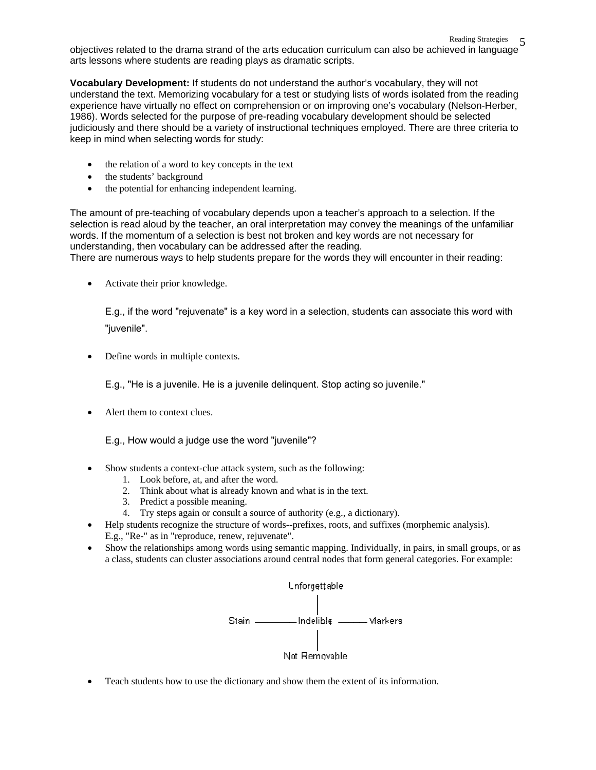objectives related to the drama strand of the arts education curriculum can also be achieved in language arts lessons where students are reading plays as dramatic scripts.

**Vocabulary Development:** If students do not understand the author's vocabulary, they will not understand the text. Memorizing vocabulary for a test or studying lists of words isolated from the reading experience have virtually no effect on comprehension or on improving one's vocabulary (Nelson-Herber, 1986). Words selected for the purpose of pre-reading vocabulary development should be selected judiciously and there should be a variety of instructional techniques employed. There are three criteria to keep in mind when selecting words for study:

- the relation of a word to key concepts in the text
- the students' background
- the potential for enhancing independent learning.

The amount of pre-teaching of vocabulary depends upon a teacher's approach to a selection. If the selection is read aloud by the teacher, an oral interpretation may convey the meanings of the unfamiliar words. If the momentum of a selection is best not broken and key words are not necessary for understanding, then vocabulary can be addressed after the reading.
There are numerous ways to help students prepare for the words they will encounter in their reading:

- Activate their prior knowledge.

  E.g., if the word "rejuvenate" is a key word in a selection, students can associate this word with "juvenile".

- Define words in multiple contexts.

  E.g., "He is a juvenile. He is a juvenile delinquent. Stop acting so juvenile."

- Alert them to context clues.

  E.g., How would a judge use the word "juvenile"?

- Show students a context-clue attack system, such as the following:
  1. Look before, at, and after the word.
  2. Think about what is already known and what is in the text.
  3. Predict a possible meaning.
  4. Try steps again or consult a source of authority (e.g., a dictionary).
- Help students recognize the structure of words--prefixes, roots, and suffixes (morphemic analysis). E.g., "Re-" as in "reproduce, renew, rejuvenate".
- Show the relationships among words using semantic mapping. Individually, in pairs, in small groups, or as a class, students can cluster associations around central nodes that form general categories. For example:

```
              Unforgettable
                    |
Stain ———————— Indelible ———— Markers
                    |
              Not Removable
```

- Teach students how to use the dictionary and show them the extent of its information.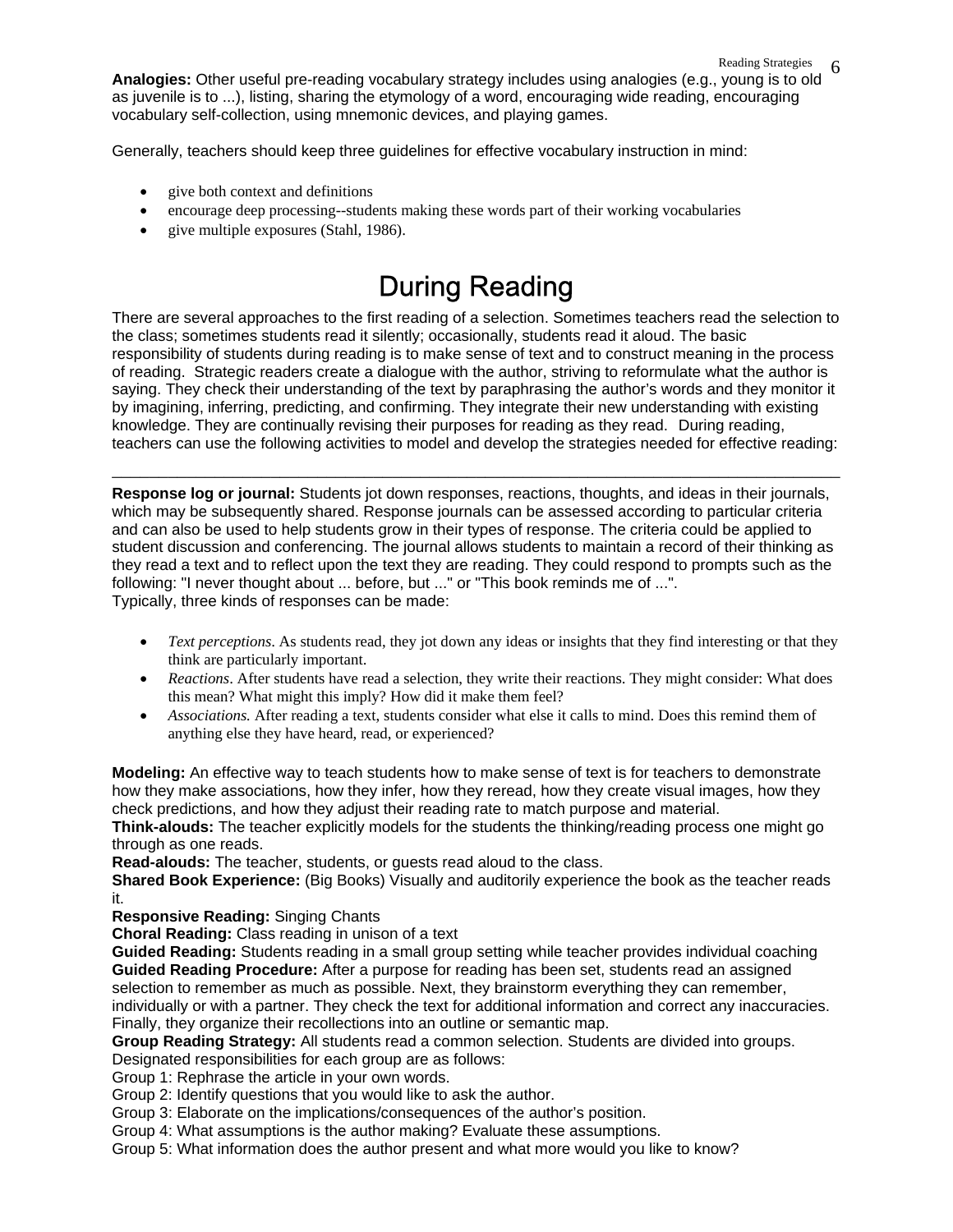**Analogies:** Other useful pre-reading vocabulary strategy includes using analogies (e.g., young is to old as juvenile is to ...), listing, sharing the etymology of a word, encouraging wide reading, encouraging vocabulary self-collection, using mnemonic devices, and playing games.

Generally, teachers should keep three guidelines for effective vocabulary instruction in mind:

- give both context and definitions
- encourage deep processing--students making these words part of their working vocabularies
- give multiple exposures (Stahl, 1986).

# During Reading

There are several approaches to the first reading of a selection. Sometimes teachers read the selection to the class; sometimes students read it silently; occasionally, students read it aloud. The basic responsibility of students during reading is to make sense of text and to construct meaning in the process of reading. Strategic readers create a dialogue with the author, striving to reformulate what the author is saying. They check their understanding of the text by paraphrasing the author's words and they monitor it by imagining, inferring, predicting, and confirming. They integrate their new understanding with existing knowledge. They are continually revising their purposes for reading as they read. During reading, teachers can use the following activities to model and develop the strategies needed for effective reading:

---

**Response log or journal:** Students jot down responses, reactions, thoughts, and ideas in their journals, which may be subsequently shared. Response journals can be assessed according to particular criteria and can also be used to help students grow in their types of response. The criteria could be applied to student discussion and conferencing. The journal allows students to maintain a record of their thinking as they read a text and to reflect upon the text they are reading. They could respond to prompts such as the following: "I never thought about ... before, but ..." or "This book reminds me of ...".
Typically, three kinds of responses can be made:

- *Text perceptions*. As students read, they jot down any ideas or insights that they find interesting or that they think are particularly important.
- *Reactions*. After students have read a selection, they write their reactions. They might consider: What does this mean? What might this imply? How did it make them feel?
- *Associations.* After reading a text, students consider what else it calls to mind. Does this remind them of anything else they have heard, read, or experienced?

**Modeling:** An effective way to teach students how to make sense of text is for teachers to demonstrate how they make associations, how they infer, how they reread, how they create visual images, how they check predictions, and how they adjust their reading rate to match purpose and material.
**Think-alouds:** The teacher explicitly models for the students the thinking/reading process one might go through as one reads.
**Read-alouds:** The teacher, students, or guests read aloud to the class.
**Shared Book Experience:** (Big Books) Visually and auditorily experience the book as the teacher reads it.
**Responsive Reading:** Singing Chants
**Choral Reading:** Class reading in unison of a text
**Guided Reading:** Students reading in a small group setting while teacher provides individual coaching
**Guided Reading Procedure:** After a purpose for reading has been set, students read an assigned selection to remember as much as possible. Next, they brainstorm everything they can remember, individually or with a partner. They check the text for additional information and correct any inaccuracies. Finally, they organize their recollections into an outline or semantic map.
**Group Reading Strategy:** All students read a common selection. Students are divided into groups. Designated responsibilities for each group are as follows:
Group 1: Rephrase the article in your own words.
Group 2: Identify questions that you would like to ask the author.
Group 3: Elaborate on the implications/consequences of the author's position.
Group 4: What assumptions is the author making? Evaluate these assumptions.
Group 5: What information does the author present and what more would you like to know?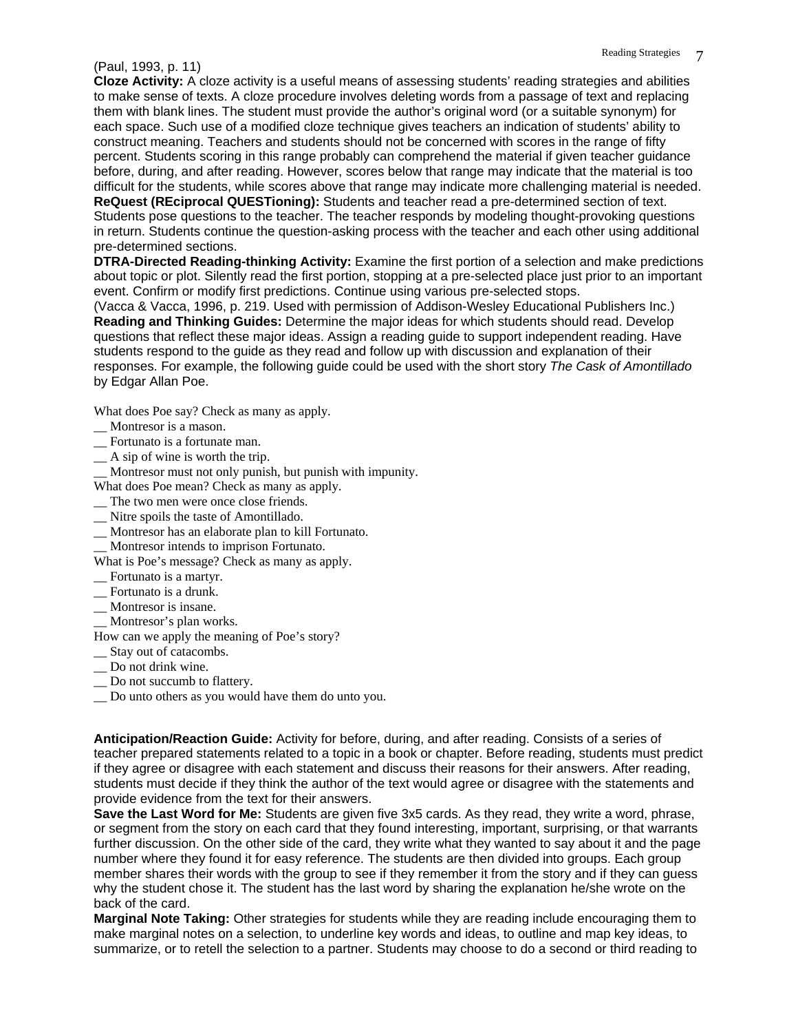(Paul, 1993, p. 11)

**Cloze Activity:** A cloze activity is a useful means of assessing students' reading strategies and abilities to make sense of texts. A cloze procedure involves deleting words from a passage of text and replacing them with blank lines. The student must provide the author's original word (or a suitable synonym) for each space. Such use of a modified cloze technique gives teachers an indication of students' ability to construct meaning. Teachers and students should not be concerned with scores in the range of fifty percent. Students scoring in this range probably can comprehend the material if given teacher guidance before, during, and after reading. However, scores below that range may indicate that the material is too difficult for the students, while scores above that range may indicate more challenging material is needed.

**ReQuest (REciprocal QUESTioning):** Students and teacher read a pre-determined section of text. Students pose questions to the teacher. The teacher responds by modeling thought-provoking questions in return. Students continue the question-asking process with the teacher and each other using additional pre-determined sections.

**DTRA-Directed Reading-thinking Activity:** Examine the first portion of a selection and make predictions about topic or plot. Silently read the first portion, stopping at a pre-selected place just prior to an important event. Confirm or modify first predictions. Continue using various pre-selected stops.

(Vacca & Vacca, 1996, p. 219. Used with permission of Addison-Wesley Educational Publishers Inc.)

**Reading and Thinking Guides:** Determine the major ideas for which students should read. Develop questions that reflect these major ideas. Assign a reading guide to support independent reading. Have students respond to the guide as they read and follow up with discussion and explanation of their responses. For example, the following guide could be used with the short story *The Cask of Amontillado* by Edgar Allan Poe.

What does Poe say? Check as many as apply.
__ Montresor is a mason.
__ Fortunato is a fortunate man.
__ A sip of wine is worth the trip.
__ Montresor must not only punish, but punish with impunity.
What does Poe mean? Check as many as apply.
__ The two men were once close friends.
__ Nitre spoils the taste of Amontillado.
__ Montresor has an elaborate plan to kill Fortunato.
__ Montresor intends to imprison Fortunato.
What is Poe's message? Check as many as apply.
__ Fortunato is a martyr.
__ Fortunato is a drunk.
__ Montresor is insane.
__ Montresor's plan works.
How can we apply the meaning of Poe's story?
__ Stay out of catacombs.
__ Do not drink wine.
__ Do not succumb to flattery.
__ Do unto others as you would have them do unto you.

**Anticipation/Reaction Guide:** Activity for before, during, and after reading. Consists of a series of teacher prepared statements related to a topic in a book or chapter. Before reading, students must predict if they agree or disagree with each statement and discuss their reasons for their answers. After reading, students must decide if they think the author of the text would agree or disagree with the statements and provide evidence from the text for their answers.

**Save the Last Word for Me:** Students are given five 3x5 cards. As they read, they write a word, phrase, or segment from the story on each card that they found interesting, important, surprising, or that warrants further discussion. On the other side of the card, they write what they wanted to say about it and the page number where they found it for easy reference. The students are then divided into groups. Each group member shares their words with the group to see if they remember it from the story and if they can guess why the student chose it. The student has the last word by sharing the explanation he/she wrote on the back of the card.

**Marginal Note Taking:** Other strategies for students while they are reading include encouraging them to make marginal notes on a selection, to underline key words and ideas, to outline and map key ideas, to summarize, or to retell the selection to a partner. Students may choose to do a second or third reading to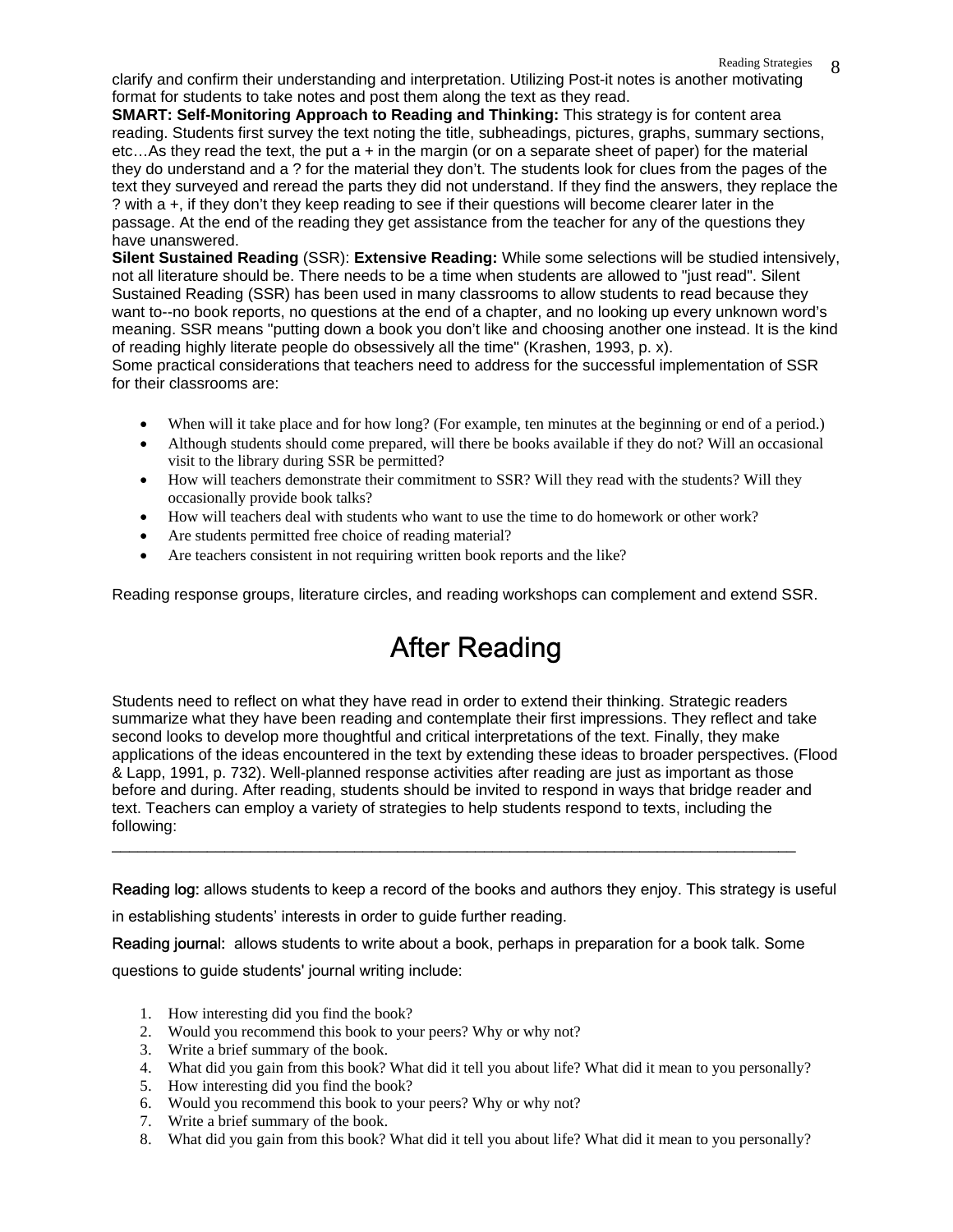clarify and confirm their understanding and interpretation. Utilizing Post-it notes is another motivating format for students to take notes and post them along the text as they read.

**SMART: Self-Monitoring Approach to Reading and Thinking:** This strategy is for content area reading. Students first survey the text noting the title, subheadings, pictures, graphs, summary sections, etc…As they read the text, the put a + in the margin (or on a separate sheet of paper) for the material they do understand and a ? for the material they don't. The students look for clues from the pages of the text they surveyed and reread the parts they did not understand. If they find the answers, they replace the ? with a +, if they don't they keep reading to see if their questions will become clearer later in the passage. At the end of the reading they get assistance from the teacher for any of the questions they have unanswered.

**Silent Sustained Reading** (SSR): **Extensive Reading:** While some selections will be studied intensively, not all literature should be. There needs to be a time when students are allowed to "just read". Silent Sustained Reading (SSR) has been used in many classrooms to allow students to read because they want to--no book reports, no questions at the end of a chapter, and no looking up every unknown word's meaning. SSR means "putting down a book you don't like and choosing another one instead. It is the kind of reading highly literate people do obsessively all the time" (Krashen, 1993, p. x).

Some practical considerations that teachers need to address for the successful implementation of SSR for their classrooms are:

- When will it take place and for how long? (For example, ten minutes at the beginning or end of a period.)
- Although students should come prepared, will there be books available if they do not? Will an occasional visit to the library during SSR be permitted?
- How will teachers demonstrate their commitment to SSR? Will they read with the students? Will they occasionally provide book talks?
- How will teachers deal with students who want to use the time to do homework or other work?
- Are students permitted free choice of reading material?
- Are teachers consistent in not requiring written book reports and the like?

Reading response groups, literature circles, and reading workshops can complement and extend SSR.

# After Reading

Students need to reflect on what they have read in order to extend their thinking. Strategic readers summarize what they have been reading and contemplate their first impressions. They reflect and take second looks to develop more thoughtful and critical interpretations of the text. Finally, they make applications of the ideas encountered in the text by extending these ideas to broader perspectives. (Flood & Lapp, 1991, p. 732). Well-planned response activities after reading are just as important as those before and during. After reading, students should be invited to respond in ways that bridge reader and text. Teachers can employ a variety of strategies to help students respond to texts, including the following:

---

Reading log: allows students to keep a record of the books and authors they enjoy. This strategy is useful in establishing students' interests in order to guide further reading.

Reading journal: allows students to write about a book, perhaps in preparation for a book talk. Some questions to guide students' journal writing include:

1. How interesting did you find the book?
2. Would you recommend this book to your peers? Why or why not?
3. Write a brief summary of the book.
4. What did you gain from this book? What did it tell you about life? What did it mean to you personally?
5. How interesting did you find the book?
6. Would you recommend this book to your peers? Why or why not?
7. Write a brief summary of the book.
8. What did you gain from this book? What did it tell you about life? What did it mean to you personally?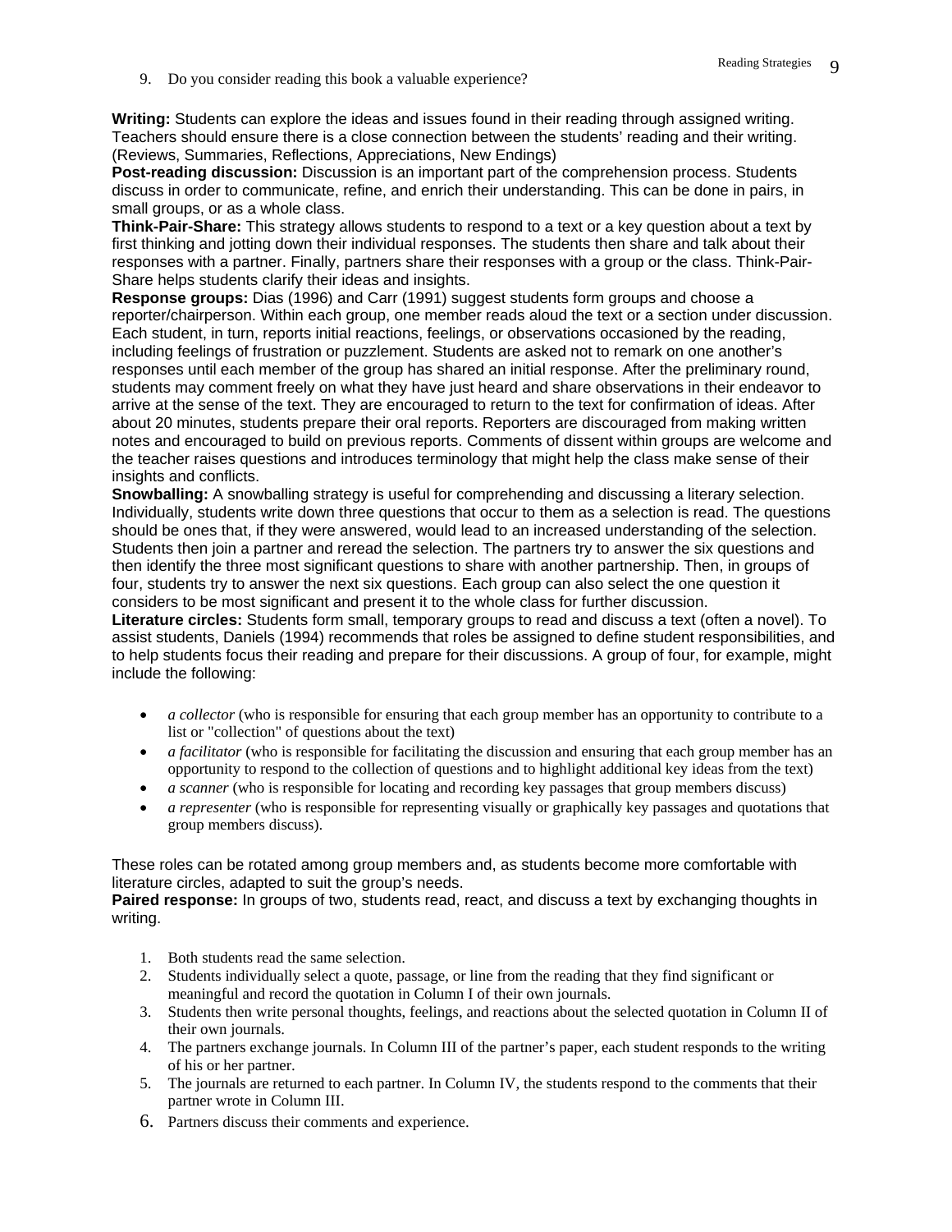9. Do you consider reading this book a valuable experience?

**Writing:** Students can explore the ideas and issues found in their reading through assigned writing. Teachers should ensure there is a close connection between the students' reading and their writing. (Reviews, Summaries, Reflections, Appreciations, New Endings)

**Post-reading discussion:** Discussion is an important part of the comprehension process. Students discuss in order to communicate, refine, and enrich their understanding. This can be done in pairs, in small groups, or as a whole class.

**Think-Pair-Share:** This strategy allows students to respond to a text or a key question about a text by first thinking and jotting down their individual responses. The students then share and talk about their responses with a partner. Finally, partners share their responses with a group or the class. Think-Pair-Share helps students clarify their ideas and insights.

**Response groups:** Dias (1996) and Carr (1991) suggest students form groups and choose a reporter/chairperson. Within each group, one member reads aloud the text or a section under discussion. Each student, in turn, reports initial reactions, feelings, or observations occasioned by the reading, including feelings of frustration or puzzlement. Students are asked not to remark on one another's responses until each member of the group has shared an initial response. After the preliminary round, students may comment freely on what they have just heard and share observations in their endeavor to arrive at the sense of the text. They are encouraged to return to the text for confirmation of ideas. After about 20 minutes, students prepare their oral reports. Reporters are discouraged from making written notes and encouraged to build on previous reports. Comments of dissent within groups are welcome and the teacher raises questions and introduces terminology that might help the class make sense of their insights and conflicts.

**Snowballing:** A snowballing strategy is useful for comprehending and discussing a literary selection. Individually, students write down three questions that occur to them as a selection is read. The questions should be ones that, if they were answered, would lead to an increased understanding of the selection. Students then join a partner and reread the selection. The partners try to answer the six questions and then identify the three most significant questions to share with another partnership. Then, in groups of four, students try to answer the next six questions. Each group can also select the one question it considers to be most significant and present it to the whole class for further discussion.

**Literature circles:** Students form small, temporary groups to read and discuss a text (often a novel). To assist students, Daniels (1994) recommends that roles be assigned to define student responsibilities, and to help students focus their reading and prepare for their discussions. A group of four, for example, might include the following:

- *a collector* (who is responsible for ensuring that each group member has an opportunity to contribute to a list or "collection" of questions about the text)
- *a facilitator* (who is responsible for facilitating the discussion and ensuring that each group member has an opportunity to respond to the collection of questions and to highlight additional key ideas from the text)
- *a scanner* (who is responsible for locating and recording key passages that group members discuss)
- *a representer* (who is responsible for representing visually or graphically key passages and quotations that group members discuss).

These roles can be rotated among group members and, as students become more comfortable with literature circles, adapted to suit the group's needs.

**Paired response:** In groups of two, students read, react, and discuss a text by exchanging thoughts in writing.

1. Both students read the same selection.
2. Students individually select a quote, passage, or line from the reading that they find significant or meaningful and record the quotation in Column I of their own journals.
3. Students then write personal thoughts, feelings, and reactions about the selected quotation in Column II of their own journals.
4. The partners exchange journals. In Column III of the partner's paper, each student responds to the writing of his or her partner.
5. The journals are returned to each partner. In Column IV, the students respond to the comments that their partner wrote in Column III.
6. Partners discuss their comments and experience.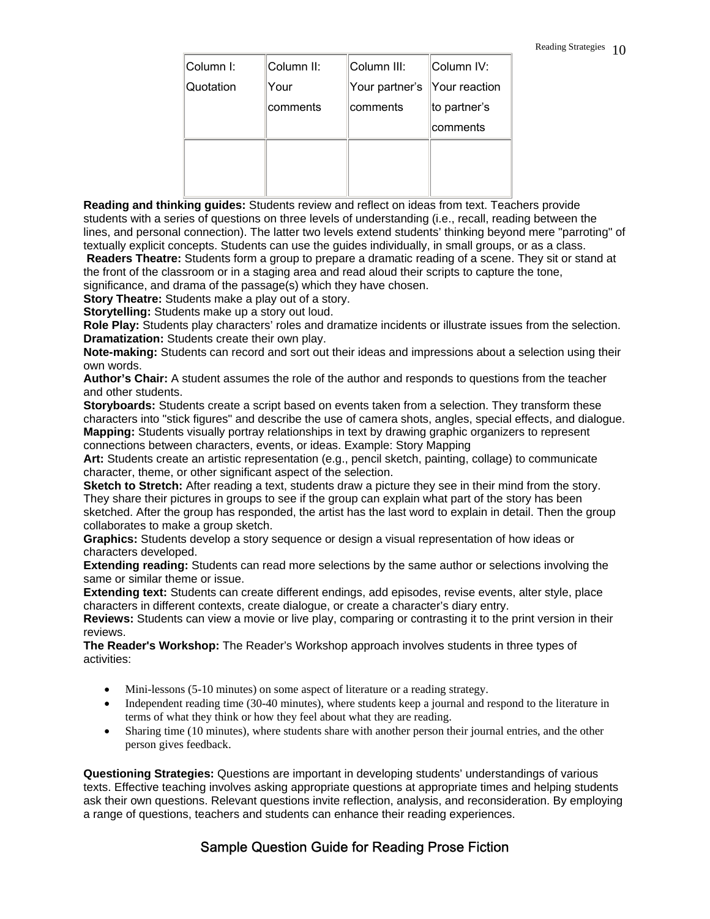| Column I: Quotation | Column II: Your comments | Column III: Your partner's comments | Column IV: Your reaction to partner's comments |
| --- | --- | --- | --- |
| | | | |

**Reading and thinking guides:** Students review and reflect on ideas from text. Teachers provide students with a series of questions on three levels of understanding (i.e., recall, reading between the lines, and personal connection). The latter two levels extend students' thinking beyond mere "parroting" of textually explicit concepts. Students can use the guides individually, in small groups, or as a class.

**Readers Theatre:** Students form a group to prepare a dramatic reading of a scene. They sit or stand at the front of the classroom or in a staging area and read aloud their scripts to capture the tone, significance, and drama of the passage(s) which they have chosen.

**Story Theatre:** Students make a play out of a story.

**Storytelling:** Students make up a story out loud.

**Role Play:** Students play characters' roles and dramatize incidents or illustrate issues from the selection.

**Dramatization:** Students create their own play.

**Note-making:** Students can record and sort out their ideas and impressions about a selection using their own words.

**Author's Chair:** A student assumes the role of the author and responds to questions from the teacher and other students.

**Storyboards:** Students create a script based on events taken from a selection. They transform these characters into "stick figures" and describe the use of camera shots, angles, special effects, and dialogue.

**Mapping:** Students visually portray relationships in text by drawing graphic organizers to represent connections between characters, events, or ideas. Example: Story Mapping

**Art:** Students create an artistic representation (e.g., pencil sketch, painting, collage) to communicate character, theme, or other significant aspect of the selection.

**Sketch to Stretch:** After reading a text, students draw a picture they see in their mind from the story. They share their pictures in groups to see if the group can explain what part of the story has been sketched. After the group has responded, the artist has the last word to explain in detail. Then the group collaborates to make a group sketch.

**Graphics:** Students develop a story sequence or design a visual representation of how ideas or characters developed.

**Extending reading:** Students can read more selections by the same author or selections involving the same or similar theme or issue.

**Extending text:** Students can create different endings, add episodes, revise events, alter style, place characters in different contexts, create dialogue, or create a character's diary entry.

**Reviews:** Students can view a movie or live play, comparing or contrasting it to the print version in their reviews.

**The Reader's Workshop:** The Reader's Workshop approach involves students in three types of activities:

- Mini-lessons (5-10 minutes) on some aspect of literature or a reading strategy.
- Independent reading time (30-40 minutes), where students keep a journal and respond to the literature in terms of what they think or how they feel about what they are reading.
- Sharing time (10 minutes), where students share with another person their journal entries, and the other person gives feedback.

**Questioning Strategies:** Questions are important in developing students' understandings of various texts. Effective teaching involves asking appropriate questions at appropriate times and helping students ask their own questions. Relevant questions invite reflection, analysis, and reconsideration. By employing a range of questions, teachers and students can enhance their reading experiences.

## Sample Question Guide for Reading Prose Fiction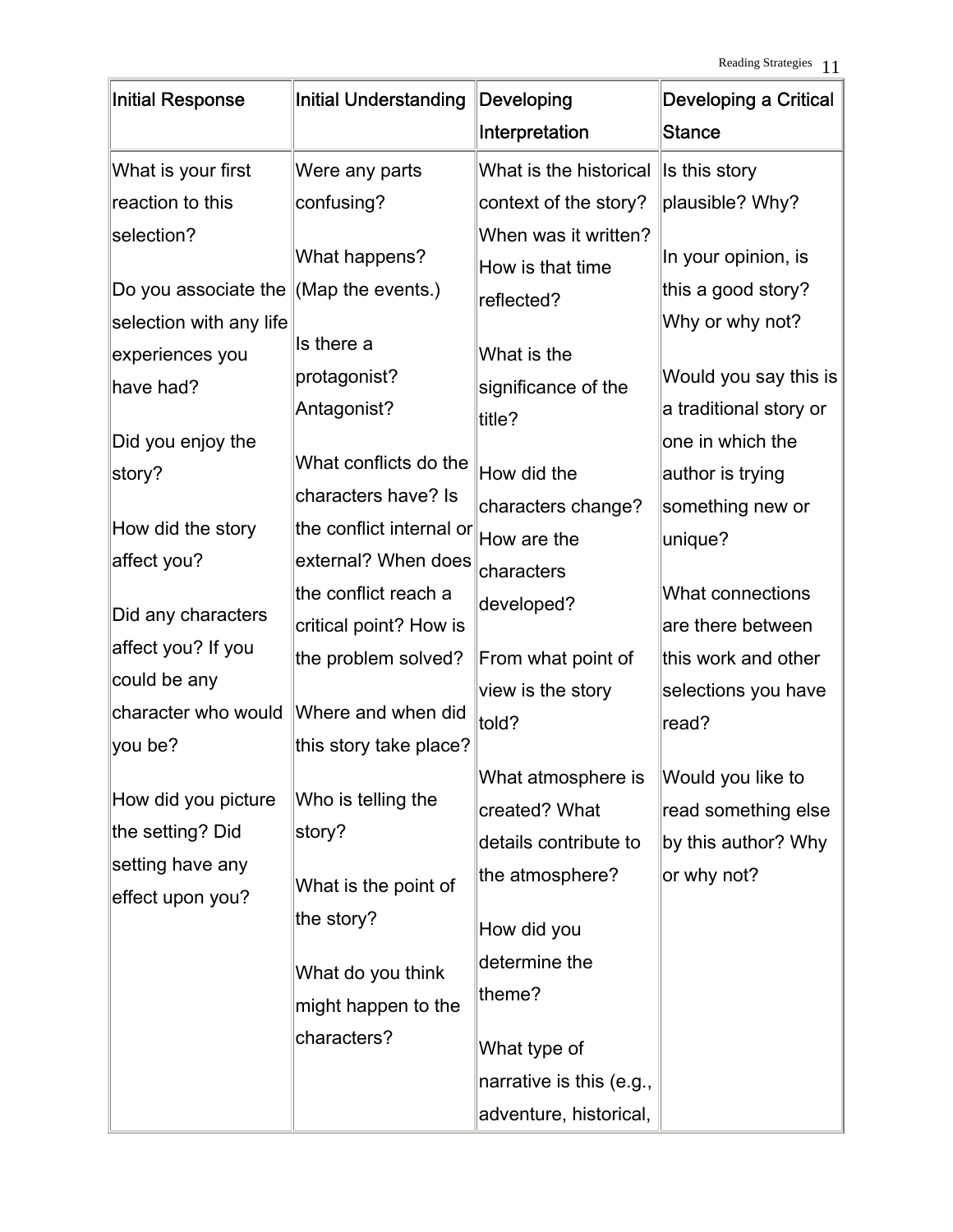| Initial Response | Initial Understanding | Developing Interpretation | Developing a Critical Stance |
|---|---|---|---|
| What is your first reaction to this selection?<br><br>Do you associate the selection with any life experiences you have had?<br><br>Did you enjoy the story?<br><br>How did the story affect you?<br><br>Did any characters affect you? If you could be any character who would you be?<br><br>How did you picture the setting? Did setting have any effect upon you? | Were any parts confusing?<br><br>What happens? (Map the events.)<br><br>Is there a protagonist? Antagonist?<br><br>What conflicts do the characters have? Is the conflict internal or external? When does the conflict reach a critical point? How is the problem solved?<br><br>Where and when did this story take place?<br><br>Who is telling the story?<br><br>What is the point of the story?<br><br>What do you think might happen to the characters? | What is the historical context of the story? When was it written? How is that time reflected?<br><br>What is the significance of the title?<br><br>How did the characters change? How are the characters developed?<br><br>From what point of view is the story told?<br><br>What atmosphere is created? What details contribute to the atmosphere?<br><br>How did you determine the theme?<br><br>What type of narrative is this (e.g., adventure, historical, | Is this story plausible? Why?<br><br>In your opinion, is this a good story? Why or why not?<br><br>Would you say this is a traditional story or one in which the author is trying something new or unique?<br><br>What connections are there between this work and other selections you have read?<br><br>Would you like to read something else by this author? Why or why not? |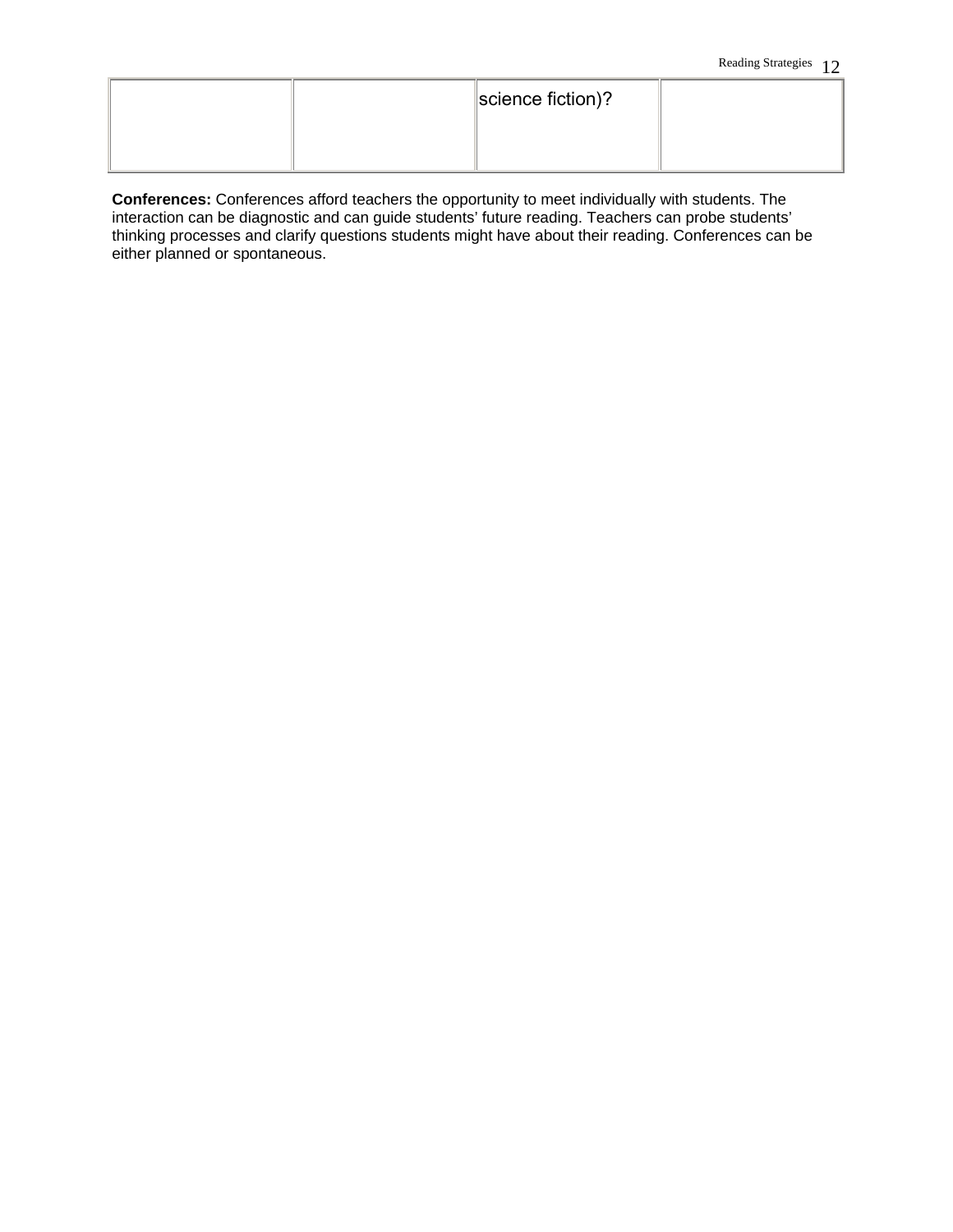| | | | |
|---|---|---|---|
| | | science fiction)? | |

**Conferences:** Conferences afford teachers the opportunity to meet individually with students. The interaction can be diagnostic and can guide students' future reading. Teachers can probe students' thinking processes and clarify questions students might have about their reading. Conferences can be either planned or spontaneous.